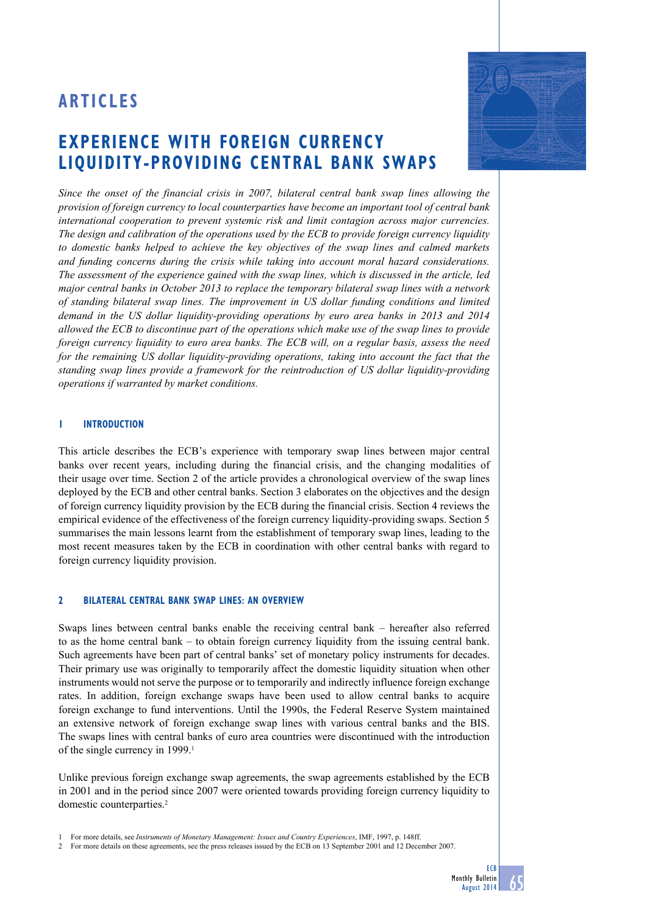# ARTICLES

# EXPERIENCE WITH FOREIGN CURRENCY LIQUIDITY-PROVIDING CENTRAL BANK SWAPS

*Since the onset of the financial crisis in 2007, bilateral central bank swap lines allowing the provision of foreign currency to local counterparties have become an important tool of central bank international cooperation to prevent systemic risk and limit contagion across major currencies. The design and calibration of the operations used by the ECB to provide foreign currency liquidity to domestic banks helped to achieve the key objectives of the swap lines and calmed markets and funding concerns during the crisis while taking into account moral hazard considerations. The assessment of the experience gained with the swap lines, which is discussed in the article, led major central banks in October 2013 to replace the temporary bilateral swap lines with a network of standing bilateral swap lines. The improvement in US dollar funding conditions and limited demand in the US dollar liquidity-providing operations by euro area banks in 2013 and 2014 allowed the ECB to discontinue part of the operations which make use of the swap lines to provide foreign currency liquidity to euro area banks. The ECB will, on a regular basis, assess the need for the remaining US dollar liquidity-providing operations, taking into account the fact that the standing swap lines provide a framework for the reintroduction of US dollar liquidity-providing operations if warranted by market conditions.*

## 1 INTRODUCTION

This article describes the ECB's experience with temporary swap lines between major central banks over recent years, including during the financial crisis, and the changing modalities of their usage over time. Section 2 of the article provides a chronological overview of the swap lines deployed by the ECB and other central banks. Section 3 elaborates on the objectives and the design of foreign currency liquidity provision by the ECB during the financial crisis. Section 4 reviews the empirical evidence of the effectiveness of the foreign currency liquidity-providing swaps. Section 5 summarises the main lessons learnt from the establishment of temporary swap lines, leading to the most recent measures taken by the ECB in coordination with other central banks with regard to foreign currency liquidity provision.

## 2 BILATERAL CENTRAL BANK SWAP LINES: AN OVERVIEW

Swaps lines between central banks enable the receiving central bank – hereafter also referred to as the home central bank – to obtain foreign currency liquidity from the issuing central bank. Such agreements have been part of central banks' set of monetary policy instruments for decades. Their primary use was originally to temporarily affect the domestic liquidity situation when other instruments would not serve the purpose or to temporarily and indirectly influence foreign exchange rates. In addition, foreign exchange swaps have been used to allow central banks to acquire foreign exchange to fund interventions. Until the 1990s, the Federal Reserve System maintained an extensive network of foreign exchange swap lines with various central banks and the BIS. The swaps lines with central banks of euro area countries were discontinued with the introduction of the single currency in 1999.[1]

Unlike previous foreign exchange swap agreements, the swap agreements established by the ECB in 2001 and in the period since 2007 were oriented towards providing foreign currency liquidity to domestic counterparties.[2]

1 For more details, see *Instruments of Monetary Management: Issues and Country Experiences*, IMF, 1997, p. 148ff.

2 For more details on these agreements, see the press releases issued by the ECB on 13 September 2001 and 12 December 2007.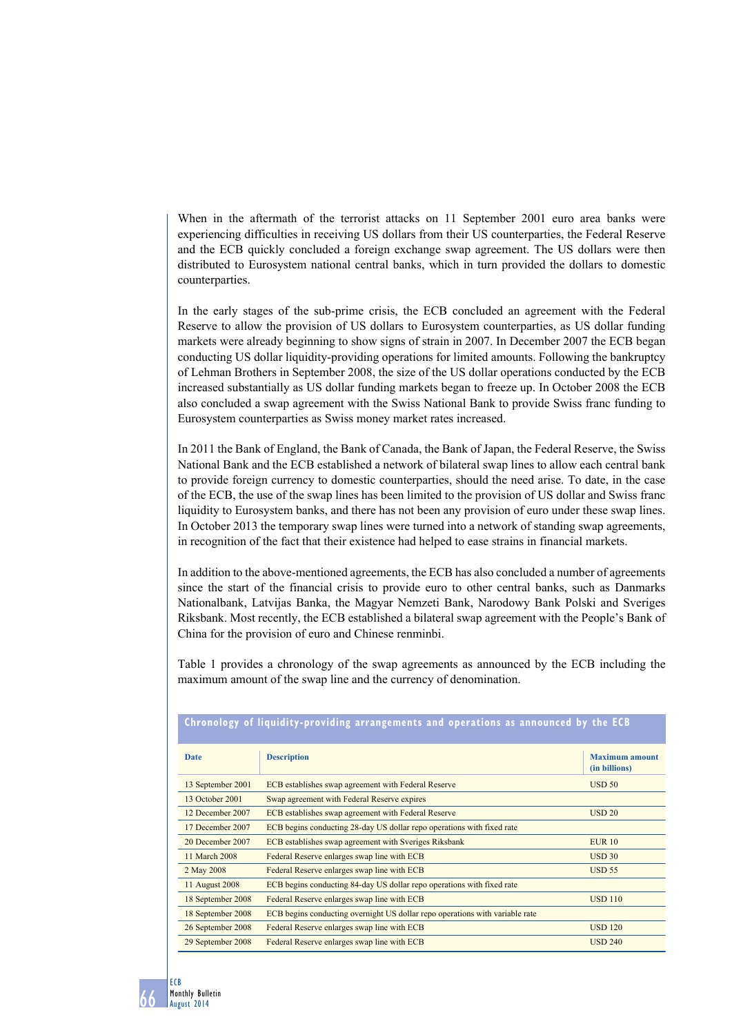When in the aftermath of the terrorist attacks on 11 September 2001 euro area banks were experiencing difficulties in receiving US dollars from their US counterparties, the Federal Reserve and the ECB quickly concluded a foreign exchange swap agreement. The US dollars were then distributed to Eurosystem national central banks, which in turn provided the dollars to domestic counterparties.

In the early stages of the sub-prime crisis, the ECB concluded an agreement with the Federal Reserve to allow the provision of US dollars to Eurosystem counterparties, as US dollar funding markets were already beginning to show signs of strain in 2007. In December 2007 the ECB began conducting US dollar liquidity-providing operations for limited amounts. Following the bankruptcy of Lehman Brothers in September 2008, the size of the US dollar operations conducted by the ECB increased substantially as US dollar funding markets began to freeze up. In October 2008 the ECB also concluded a swap agreement with the Swiss National Bank to provide Swiss franc funding to Eurosystem counterparties as Swiss money market rates increased.

In 2011 the Bank of England, the Bank of Canada, the Bank of Japan, the Federal Reserve, the Swiss National Bank and the ECB established a network of bilateral swap lines to allow each central bank to provide foreign currency to domestic counterparties, should the need arise. To date, in the case of the ECB, the use of the swap lines has been limited to the provision of US dollar and Swiss franc liquidity to Eurosystem banks, and there has not been any provision of euro under these swap lines. In October 2013 the temporary swap lines were turned into a network of standing swap agreements, in recognition of the fact that their existence had helped to ease strains in financial markets.

In addition to the above-mentioned agreements, the ECB has also concluded a number of agreements since the start of the financial crisis to provide euro to other central banks, such as Danmarks Nationalbank, Latvijas Banka, the Magyar Nemzeti Bank, Narodowy Bank Polski and Sveriges Riksbank. Most recently, the ECB established a bilateral swap agreement with the People's Bank of China for the provision of euro and Chinese renminbi.

Table 1 provides a chronology of the swap agreements as announced by the ECB including the maximum amount of the swap line and the currency of denomination.

**Chronology of liquidity-providing arrangements and operations as announced by the ECB**

| Date | Description | Maximum amount (in billions) |
|---|---|---|
| 13 September 2001 | ECB establishes swap agreement with Federal Reserve | USD 50 |
| 13 October 2001 | Swap agreement with Federal Reserve expires | |
| 12 December 2007 | ECB establishes swap agreement with Federal Reserve | USD 20 |
| 17 December 2007 | ECB begins conducting 28-day US dollar repo operations with fixed rate | |
| 20 December 2007 | ECB establishes swap agreement with Sveriges Riksbank | EUR 10 |
| 11 March 2008 | Federal Reserve enlarges swap line with ECB | USD 30 |
| 2 May 2008 | Federal Reserve enlarges swap line with ECB | USD 55 |
| 11 August 2008 | ECB begins conducting 84-day US dollar repo operations with fixed rate | |
| 18 September 2008 | Federal Reserve enlarges swap line with ECB | USD 110 |
| 18 September 2008 | ECB begins conducting overnight US dollar repo operations with variable rate | |
| 26 September 2008 | Federal Reserve enlarges swap line with ECB | USD 120 |
| 29 September 2008 | Federal Reserve enlarges swap line with ECB | USD 240 |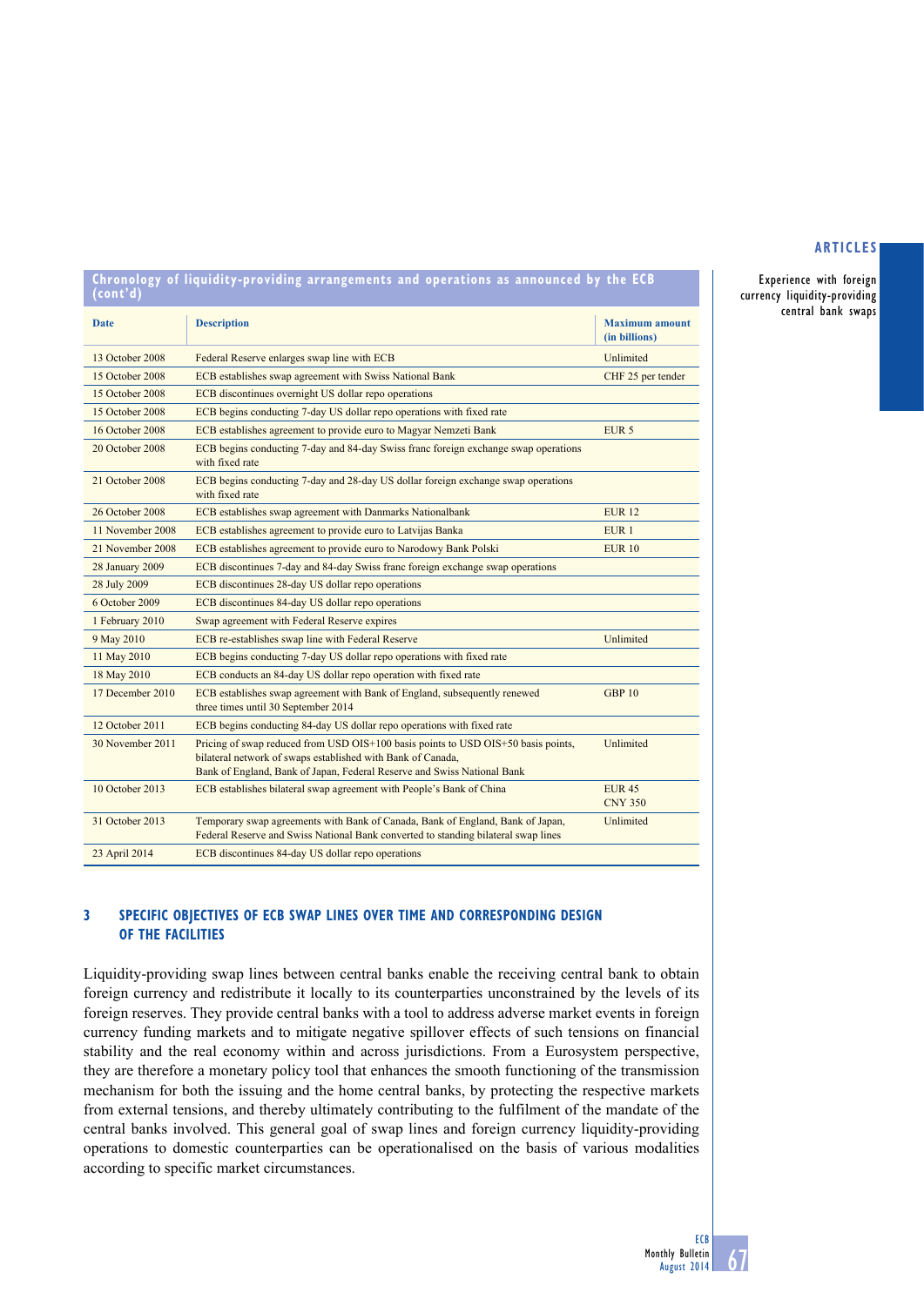**Chronology of liquidity-providing arrangements and operations as announced by the ECB (cont'd)**

| Date | Description | Maximum amount (in billions) |
|---|---|---|
| 13 October 2008 | Federal Reserve enlarges swap line with ECB | Unlimited |
| 15 October 2008 | ECB establishes swap agreement with Swiss National Bank | CHF 25 per tender |
| 15 October 2008 | ECB discontinues overnight US dollar repo operations | |
| 15 October 2008 | ECB begins conducting 7-day US dollar repo operations with fixed rate | |
| 16 October 2008 | ECB establishes agreement to provide euro to Magyar Nemzeti Bank | EUR 5 |
| 20 October 2008 | ECB begins conducting 7-day and 84-day Swiss franc foreign exchange swap operations with fixed rate | |
| 21 October 2008 | ECB begins conducting 7-day and 28-day US dollar foreign exchange swap operations with fixed rate | |
| 26 October 2008 | ECB establishes swap agreement with Danmarks Nationalbank | EUR 12 |
| 11 November 2008 | ECB establishes agreement to provide euro to Latvijas Banka | EUR 1 |
| 21 November 2008 | ECB establishes agreement to provide euro to Narodowy Bank Polski | EUR 10 |
| 28 January 2009 | ECB discontinues 7-day and 84-day Swiss franc foreign exchange swap operations | |
| 28 July 2009 | ECB discontinues 28-day US dollar repo operations | |
| 6 October 2009 | ECB discontinues 84-day US dollar repo operations | |
| 1 February 2010 | Swap agreement with Federal Reserve expires | |
| 9 May 2010 | ECB re-establishes swap line with Federal Reserve | Unlimited |
| 11 May 2010 | ECB begins conducting 7-day US dollar repo operations with fixed rate | |
| 18 May 2010 | ECB conducts an 84-day US dollar repo operation with fixed rate | |
| 17 December 2010 | ECB establishes swap agreement with Bank of England, subsequently renewed three times until 30 September 2014 | GBP 10 |
| 12 October 2011 | ECB begins conducting 84-day US dollar repo operations with fixed rate | |
| 30 November 2011 | Pricing of swap reduced from USD OIS+100 basis points to USD OIS+50 basis points, bilateral network of swaps established with Bank of Canada, Bank of England, Bank of Japan, Federal Reserve and Swiss National Bank | Unlimited |
| 10 October 2013 | ECB establishes bilateral swap agreement with People's Bank of China | EUR 45<br>CNY 350 |
| 31 October 2013 | Temporary swap agreements with Bank of Canada, Bank of England, Bank of Japan, Federal Reserve and Swiss National Bank converted to standing bilateral swap lines | Unlimited |
| 23 April 2014 | ECB discontinues 84-day US dollar repo operations | |

## 3 SPECIFIC OBJECTIVES OF ECB SWAP LINES OVER TIME AND CORRESPONDING DESIGN OF THE FACILITIES

Liquidity-providing swap lines between central banks enable the receiving central bank to obtain foreign currency and redistribute it locally to its counterparties unconstrained by the levels of its foreign reserves. They provide central banks with a tool to address adverse market events in foreign currency funding markets and to mitigate negative spillover effects of such tensions on financial stability and the real economy within and across jurisdictions. From a Eurosystem perspective, they are therefore a monetary policy tool that enhances the smooth functioning of the transmission mechanism for both the issuing and the home central banks, by protecting the respective markets from external tensions, and thereby ultimately contributing to the fulfilment of the mandate of the central banks involved. This general goal of swap lines and foreign currency liquidity-providing operations to domestic counterparties can be operationalised on the basis of various modalities according to specific market circumstances.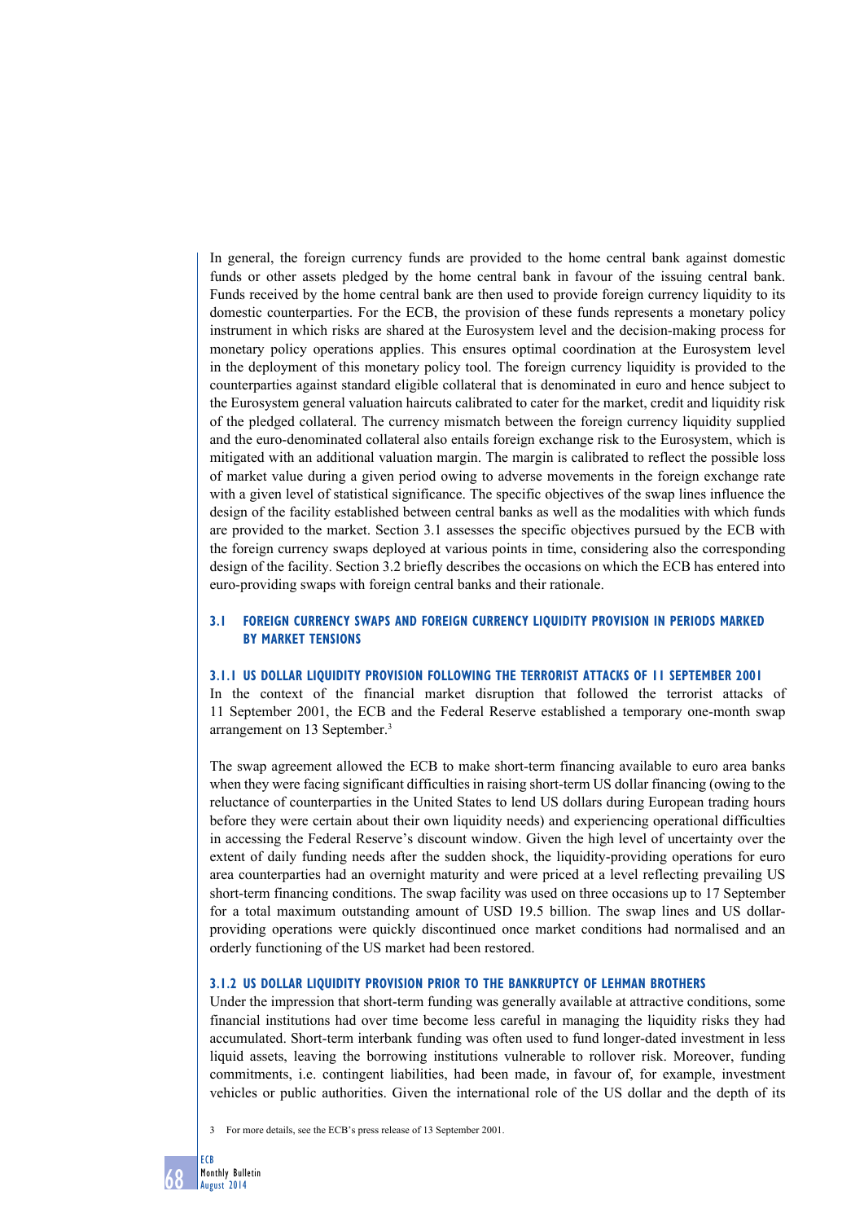In general, the foreign currency funds are provided to the home central bank against domestic funds or other assets pledged by the home central bank in favour of the issuing central bank. Funds received by the home central bank are then used to provide foreign currency liquidity to its domestic counterparties. For the ECB, the provision of these funds represents a monetary policy instrument in which risks are shared at the Eurosystem level and the decision-making process for monetary policy operations applies. This ensures optimal coordination at the Eurosystem level in the deployment of this monetary policy tool. The foreign currency liquidity is provided to the counterparties against standard eligible collateral that is denominated in euro and hence subject to the Eurosystem general valuation haircuts calibrated to cater for the market, credit and liquidity risk of the pledged collateral. The currency mismatch between the foreign currency liquidity supplied and the euro-denominated collateral also entails foreign exchange risk to the Eurosystem, which is mitigated with an additional valuation margin. The margin is calibrated to reflect the possible loss of market value during a given period owing to adverse movements in the foreign exchange rate with a given level of statistical significance. The specific objectives of the swap lines influence the design of the facility established between central banks as well as the modalities with which funds are provided to the market. Section 3.1 assesses the specific objectives pursued by the ECB with the foreign currency swaps deployed at various points in time, considering also the corresponding design of the facility. Section 3.2 briefly describes the occasions on which the ECB has entered into euro-providing swaps with foreign central banks and their rationale.

## 3.1 FOREIGN CURRENCY SWAPS AND FOREIGN CURRENCY LIQUIDITY PROVISION IN PERIODS MARKED BY MARKET TENSIONS

### 3.1.1 US DOLLAR LIQUIDITY PROVISION FOLLOWING THE TERRORIST ATTACKS OF 11 SEPTEMBER 2001

In the context of the financial market disruption that followed the terrorist attacks of 11 September 2001, the ECB and the Federal Reserve established a temporary one-month swap arrangement on 13 September.[3]

The swap agreement allowed the ECB to make short-term financing available to euro area banks when they were facing significant difficulties in raising short-term US dollar financing (owing to the reluctance of counterparties in the United States to lend US dollars during European trading hours before they were certain about their own liquidity needs) and experiencing operational difficulties in accessing the Federal Reserve's discount window. Given the high level of uncertainty over the extent of daily funding needs after the sudden shock, the liquidity-providing operations for euro area counterparties had an overnight maturity and were priced at a level reflecting prevailing US short-term financing conditions. The swap facility was used on three occasions up to 17 September for a total maximum outstanding amount of USD 19.5 billion. The swap lines and US dollar-providing operations were quickly discontinued once market conditions had normalised and an orderly functioning of the US market had been restored.

### 3.1.2 US DOLLAR LIQUIDITY PROVISION PRIOR TO THE BANKRUPTCY OF LEHMAN BROTHERS

Under the impression that short-term funding was generally available at attractive conditions, some financial institutions had over time become less careful in managing the liquidity risks they had accumulated. Short-term interbank funding was often used to fund longer-dated investment in less liquid assets, leaving the borrowing institutions vulnerable to rollover risk. Moreover, funding commitments, i.e. contingent liabilities, had been made, in favour of, for example, investment vehicles or public authorities. Given the international role of the US dollar and the depth of its

3 For more details, see the ECB's press release of 13 September 2001.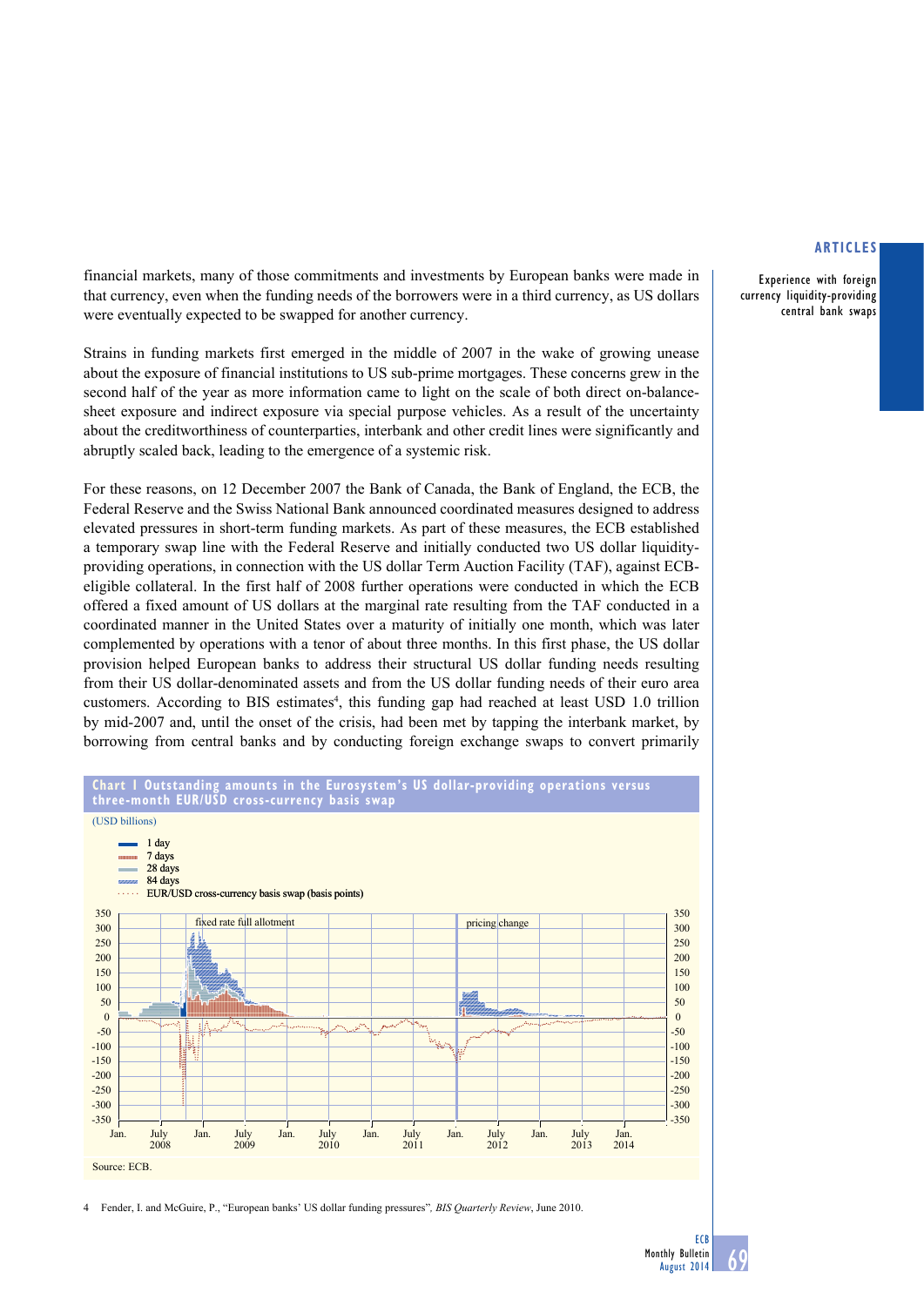financial markets, many of those commitments and investments by European banks were made in that currency, even when the funding needs of the borrowers were in a third currency, as US dollars were eventually expected to be swapped for another currency.

Strains in funding markets first emerged in the middle of 2007 in the wake of growing unease about the exposure of financial institutions to US sub-prime mortgages. These concerns grew in the second half of the year as more information came to light on the scale of both direct on-balance-sheet exposure and indirect exposure via special purpose vehicles. As a result of the uncertainty about the creditworthiness of counterparties, interbank and other credit lines were significantly and abruptly scaled back, leading to the emergence of a systemic risk.

For these reasons, on 12 December 2007 the Bank of Canada, the Bank of England, the ECB, the Federal Reserve and the Swiss National Bank announced coordinated measures designed to address elevated pressures in short-term funding markets. As part of these measures, the ECB established a temporary swap line with the Federal Reserve and initially conducted two US dollar liquidity-providing operations, in connection with the US dollar Term Auction Facility (TAF), against ECB-eligible collateral. In the first half of 2008 further operations were conducted in which the ECB offered a fixed amount of US dollars at the marginal rate resulting from the TAF conducted in a coordinated manner in the United States over a maturity of initially one month, which was later complemented by operations with a tenor of about three months. In this first phase, the US dollar provision helped European banks to address their structural US dollar funding needs resulting from their US dollar-denominated assets and from the US dollar funding needs of their euro area customers. According to BIS estimates[4], this funding gap had reached at least USD 1.0 trillion by mid-2007 and, until the onset of the crisis, had been met by tapping the interbank market, by borrowing from central banks and by conducting foreign exchange swaps to convert primarily

**Chart 1 Outstanding amounts in the Eurosystem's US dollar-providing operations versus three-month EUR/USD cross-currency basis swap**

(USD billions)

- 1 day
- 7 days
- 28 days
- 84 days
- EUR/USD cross-currency basis swap (basis points)

fixed rate full allotment; pricing change

Source: ECB.

4 Fender, I. and McGuire, P., "European banks' US dollar funding pressures", *BIS Quarterly Review*, June 2010.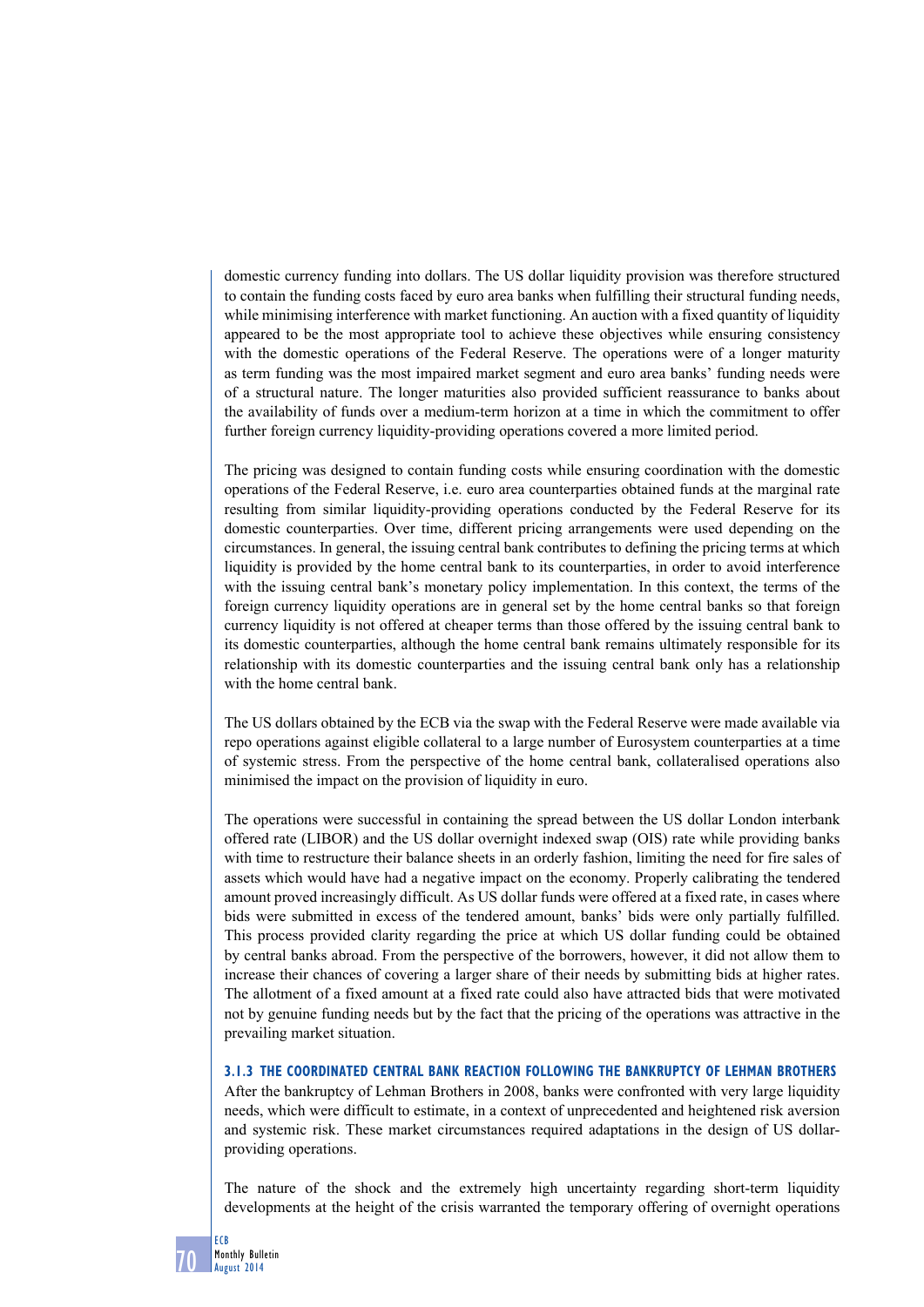domestic currency funding into dollars. The US dollar liquidity provision was therefore structured to contain the funding costs faced by euro area banks when fulfilling their structural funding needs, while minimising interference with market functioning. An auction with a fixed quantity of liquidity appeared to be the most appropriate tool to achieve these objectives while ensuring consistency with the domestic operations of the Federal Reserve. The operations were of a longer maturity as term funding was the most impaired market segment and euro area banks' funding needs were of a structural nature. The longer maturities also provided sufficient reassurance to banks about the availability of funds over a medium-term horizon at a time in which the commitment to offer further foreign currency liquidity-providing operations covered a more limited period.

The pricing was designed to contain funding costs while ensuring coordination with the domestic operations of the Federal Reserve, i.e. euro area counterparties obtained funds at the marginal rate resulting from similar liquidity-providing operations conducted by the Federal Reserve for its domestic counterparties. Over time, different pricing arrangements were used depending on the circumstances. In general, the issuing central bank contributes to defining the pricing terms at which liquidity is provided by the home central bank to its counterparties, in order to avoid interference with the issuing central bank's monetary policy implementation. In this context, the terms of the foreign currency liquidity operations are in general set by the home central banks so that foreign currency liquidity is not offered at cheaper terms than those offered by the issuing central bank to its domestic counterparties, although the home central bank remains ultimately responsible for its relationship with its domestic counterparties and the issuing central bank only has a relationship with the home central bank.

The US dollars obtained by the ECB via the swap with the Federal Reserve were made available via repo operations against eligible collateral to a large number of Eurosystem counterparties at a time of systemic stress. From the perspective of the home central bank, collateralised operations also minimised the impact on the provision of liquidity in euro.

The operations were successful in containing the spread between the US dollar London interbank offered rate (LIBOR) and the US dollar overnight indexed swap (OIS) rate while providing banks with time to restructure their balance sheets in an orderly fashion, limiting the need for fire sales of assets which would have had a negative impact on the economy. Properly calibrating the tendered amount proved increasingly difficult. As US dollar funds were offered at a fixed rate, in cases where bids were submitted in excess of the tendered amount, banks' bids were only partially fulfilled. This process provided clarity regarding the price at which US dollar funding could be obtained by central banks abroad. From the perspective of the borrowers, however, it did not allow them to increase their chances of covering a larger share of their needs by submitting bids at higher rates. The allotment of a fixed amount at a fixed rate could also have attracted bids that were motivated not by genuine funding needs but by the fact that the pricing of the operations was attractive in the prevailing market situation.

#### 3.1.3 THE COORDINATED CENTRAL BANK REACTION FOLLOWING THE BANKRUPTCY OF LEHMAN BROTHERS

After the bankruptcy of Lehman Brothers in 2008, banks were confronted with very large liquidity needs, which were difficult to estimate, in a context of unprecedented and heightened risk aversion and systemic risk. These market circumstances required adaptations in the design of US dollar-providing operations.

The nature of the shock and the extremely high uncertainty regarding short-term liquidity developments at the height of the crisis warranted the temporary offering of overnight operations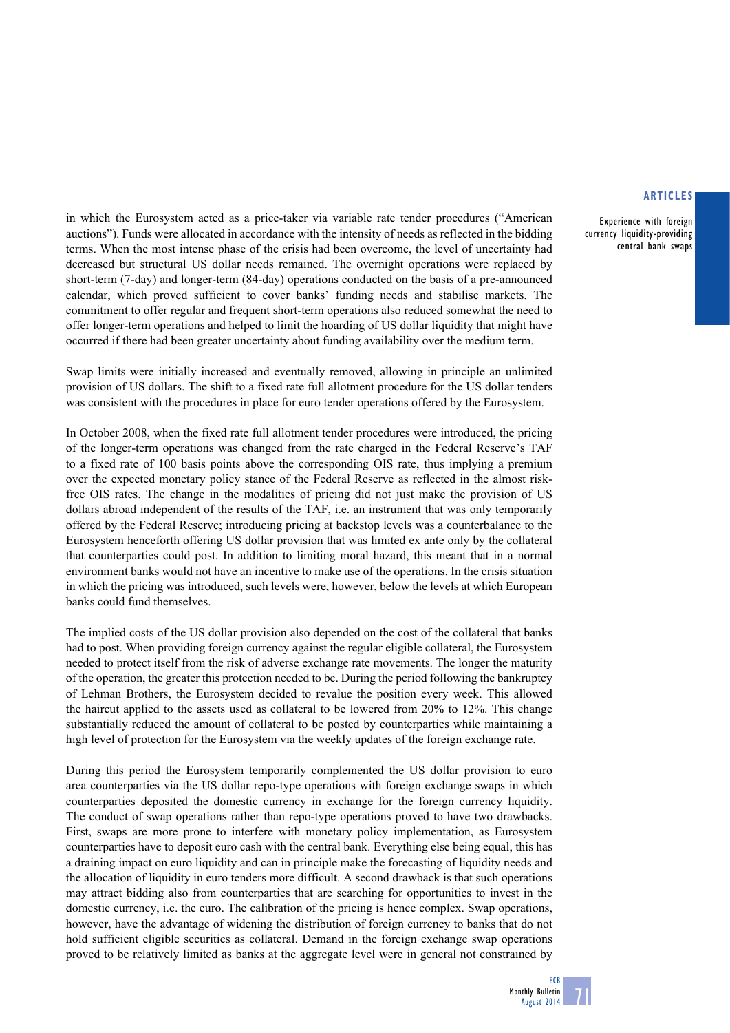in which the Eurosystem acted as a price-taker via variable rate tender procedures ("American auctions"). Funds were allocated in accordance with the intensity of needs as reflected in the bidding terms. When the most intense phase of the crisis had been overcome, the level of uncertainty had decreased but structural US dollar needs remained. The overnight operations were replaced by short-term (7-day) and longer-term (84-day) operations conducted on the basis of a pre-announced calendar, which proved sufficient to cover banks' funding needs and stabilise markets. The commitment to offer regular and frequent short-term operations also reduced somewhat the need to offer longer-term operations and helped to limit the hoarding of US dollar liquidity that might have occurred if there had been greater uncertainty about funding availability over the medium term.

Swap limits were initially increased and eventually removed, allowing in principle an unlimited provision of US dollars. The shift to a fixed rate full allotment procedure for the US dollar tenders was consistent with the procedures in place for euro tender operations offered by the Eurosystem.

In October 2008, when the fixed rate full allotment tender procedures were introduced, the pricing of the longer-term operations was changed from the rate charged in the Federal Reserve's TAF to a fixed rate of 100 basis points above the corresponding OIS rate, thus implying a premium over the expected monetary policy stance of the Federal Reserve as reflected in the almost risk-free OIS rates. The change in the modalities of pricing did not just make the provision of US dollars abroad independent of the results of the TAF, i.e. an instrument that was only temporarily offered by the Federal Reserve; introducing pricing at backstop levels was a counterbalance to the Eurosystem henceforth offering US dollar provision that was limited ex ante only by the collateral that counterparties could post. In addition to limiting moral hazard, this meant that in a normal environment banks would not have an incentive to make use of the operations. In the crisis situation in which the pricing was introduced, such levels were, however, below the levels at which European banks could fund themselves.

The implied costs of the US dollar provision also depended on the cost of the collateral that banks had to post. When providing foreign currency against the regular eligible collateral, the Eurosystem needed to protect itself from the risk of adverse exchange rate movements. The longer the maturity of the operation, the greater this protection needed to be. During the period following the bankruptcy of Lehman Brothers, the Eurosystem decided to revalue the position every week. This allowed the haircut applied to the assets used as collateral to be lowered from 20% to 12%. This change substantially reduced the amount of collateral to be posted by counterparties while maintaining a high level of protection for the Eurosystem via the weekly updates of the foreign exchange rate.

During this period the Eurosystem temporarily complemented the US dollar provision to euro area counterparties via the US dollar repo-type operations with foreign exchange swaps in which counterparties deposited the domestic currency in exchange for the foreign currency liquidity. The conduct of swap operations rather than repo-type operations proved to have two drawbacks. First, swaps are more prone to interfere with monetary policy implementation, as Eurosystem counterparties have to deposit euro cash with the central bank. Everything else being equal, this has a draining impact on euro liquidity and can in principle make the forecasting of liquidity needs and the allocation of liquidity in euro tenders more difficult. A second drawback is that such operations may attract bidding also from counterparties that are searching for opportunities to invest in the domestic currency, i.e. the euro. The calibration of the pricing is hence complex. Swap operations, however, have the advantage of widening the distribution of foreign currency to banks that do not hold sufficient eligible securities as collateral. Demand in the foreign exchange swap operations proved to be relatively limited as banks at the aggregate level were in general not constrained by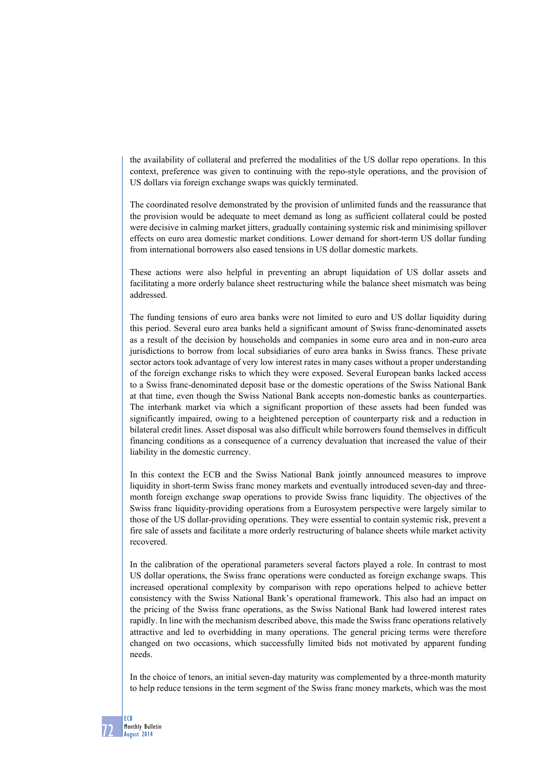the availability of collateral and preferred the modalities of the US dollar repo operations. In this context, preference was given to continuing with the repo-style operations, and the provision of US dollars via foreign exchange swaps was quickly terminated.

The coordinated resolve demonstrated by the provision of unlimited funds and the reassurance that the provision would be adequate to meet demand as long as sufficient collateral could be posted were decisive in calming market jitters, gradually containing systemic risk and minimising spillover effects on euro area domestic market conditions. Lower demand for short-term US dollar funding from international borrowers also eased tensions in US dollar domestic markets.

These actions were also helpful in preventing an abrupt liquidation of US dollar assets and facilitating a more orderly balance sheet restructuring while the balance sheet mismatch was being addressed.

The funding tensions of euro area banks were not limited to euro and US dollar liquidity during this period. Several euro area banks held a significant amount of Swiss franc-denominated assets as a result of the decision by households and companies in some euro area and in non-euro area jurisdictions to borrow from local subsidiaries of euro area banks in Swiss francs. These private sector actors took advantage of very low interest rates in many cases without a proper understanding of the foreign exchange risks to which they were exposed. Several European banks lacked access to a Swiss franc-denominated deposit base or the domestic operations of the Swiss National Bank at that time, even though the Swiss National Bank accepts non-domestic banks as counterparties. The interbank market via which a significant proportion of these assets had been funded was significantly impaired, owing to a heightened perception of counterparty risk and a reduction in bilateral credit lines. Asset disposal was also difficult while borrowers found themselves in difficult financing conditions as a consequence of a currency devaluation that increased the value of their liability in the domestic currency.

In this context the ECB and the Swiss National Bank jointly announced measures to improve liquidity in short-term Swiss franc money markets and eventually introduced seven-day and three-month foreign exchange swap operations to provide Swiss franc liquidity. The objectives of the Swiss franc liquidity-providing operations from a Eurosystem perspective were largely similar to those of the US dollar-providing operations. They were essential to contain systemic risk, prevent a fire sale of assets and facilitate a more orderly restructuring of balance sheets while market activity recovered.

In the calibration of the operational parameters several factors played a role. In contrast to most US dollar operations, the Swiss franc operations were conducted as foreign exchange swaps. This increased operational complexity by comparison with repo operations helped to achieve better consistency with the Swiss National Bank's operational framework. This also had an impact on the pricing of the Swiss franc operations, as the Swiss National Bank had lowered interest rates rapidly. In line with the mechanism described above, this made the Swiss franc operations relatively attractive and led to overbidding in many operations. The general pricing terms were therefore changed on two occasions, which successfully limited bids not motivated by apparent funding needs.

In the choice of tenors, an initial seven-day maturity was complemented by a three-month maturity to help reduce tensions in the term segment of the Swiss franc money markets, which was the most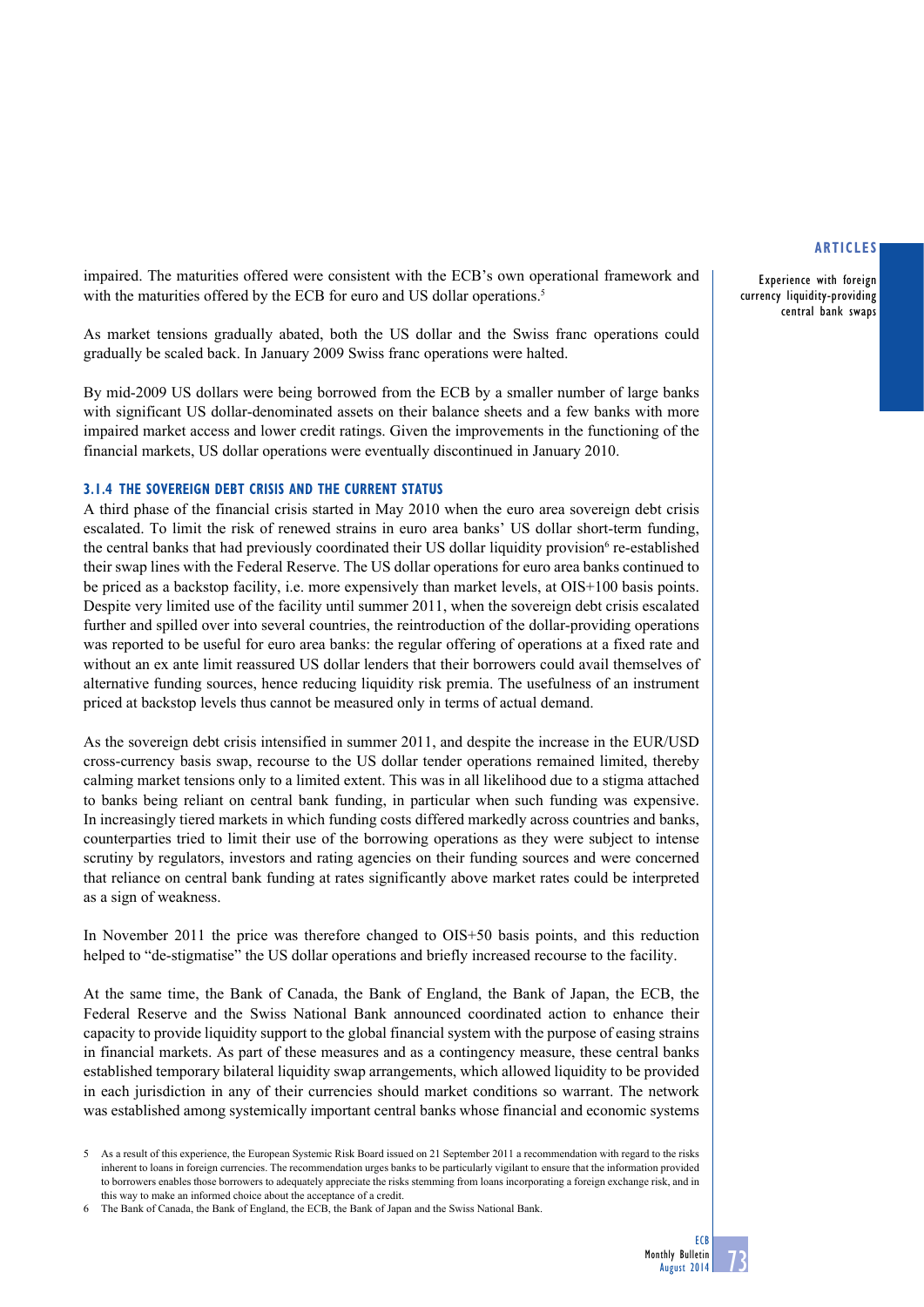impaired. The maturities offered were consistent with the ECB's own operational framework and with the maturities offered by the ECB for euro and US dollar operations.[5]

As market tensions gradually abated, both the US dollar and the Swiss franc operations could gradually be scaled back. In January 2009 Swiss franc operations were halted.

By mid-2009 US dollars were being borrowed from the ECB by a smaller number of large banks with significant US dollar-denominated assets on their balance sheets and a few banks with more impaired market access and lower credit ratings. Given the improvements in the functioning of the financial markets, US dollar operations were eventually discontinued in January 2010.

### 3.1.4 THE SOVEREIGN DEBT CRISIS AND THE CURRENT STATUS

A third phase of the financial crisis started in May 2010 when the euro area sovereign debt crisis escalated. To limit the risk of renewed strains in euro area banks' US dollar short-term funding, the central banks that had previously coordinated their US dollar liquidity provision[6] re-established their swap lines with the Federal Reserve. The US dollar operations for euro area banks continued to be priced as a backstop facility, i.e. more expensively than market levels, at OIS+100 basis points. Despite very limited use of the facility until summer 2011, when the sovereign debt crisis escalated further and spilled over into several countries, the reintroduction of the dollar-providing operations was reported to be useful for euro area banks: the regular offering of operations at a fixed rate and without an ex ante limit reassured US dollar lenders that their borrowers could avail themselves of alternative funding sources, hence reducing liquidity risk premia. The usefulness of an instrument priced at backstop levels thus cannot be measured only in terms of actual demand.

As the sovereign debt crisis intensified in summer 2011, and despite the increase in the EUR/USD cross-currency basis swap, recourse to the US dollar tender operations remained limited, thereby calming market tensions only to a limited extent. This was in all likelihood due to a stigma attached to banks being reliant on central bank funding, in particular when such funding was expensive. In increasingly tiered markets in which funding costs differed markedly across countries and banks, counterparties tried to limit their use of the borrowing operations as they were subject to intense scrutiny by regulators, investors and rating agencies on their funding sources and were concerned that reliance on central bank funding at rates significantly above market rates could be interpreted as a sign of weakness.

In November 2011 the price was therefore changed to OIS+50 basis points, and this reduction helped to "de-stigmatise" the US dollar operations and briefly increased recourse to the facility.

At the same time, the Bank of Canada, the Bank of England, the Bank of Japan, the ECB, the Federal Reserve and the Swiss National Bank announced coordinated action to enhance their capacity to provide liquidity support to the global financial system with the purpose of easing strains in financial markets. As part of these measures and as a contingency measure, these central banks established temporary bilateral liquidity swap arrangements, which allowed liquidity to be provided in each jurisdiction in any of their currencies should market conditions so warrant. The network was established among systemically important central banks whose financial and economic systems

---

5 As a result of this experience, the European Systemic Risk Board issued on 21 September 2011 a recommendation with regard to the risks inherent to loans in foreign currencies. The recommendation urges banks to be particularly vigilant to ensure that the information provided to borrowers enables those borrowers to adequately appreciate the risks stemming from loans incorporating a foreign exchange risk, and in this way to make an informed choice about the acceptance of a credit.

6 The Bank of Canada, the Bank of England, the ECB, the Bank of Japan and the Swiss National Bank.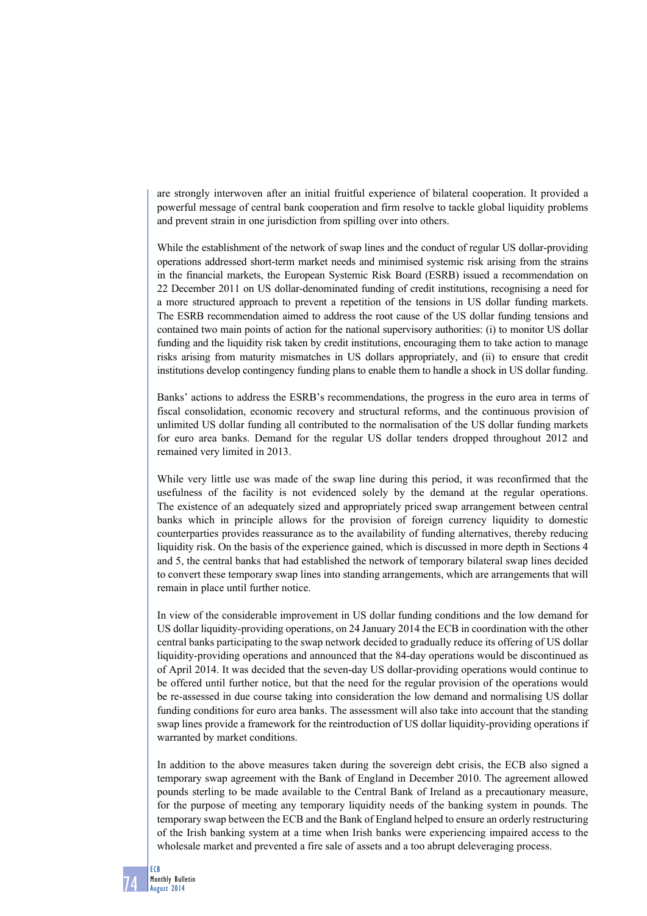are strongly interwoven after an initial fruitful experience of bilateral cooperation. It provided a powerful message of central bank cooperation and firm resolve to tackle global liquidity problems and prevent strain in one jurisdiction from spilling over into others.

While the establishment of the network of swap lines and the conduct of regular US dollar-providing operations addressed short-term market needs and minimised systemic risk arising from the strains in the financial markets, the European Systemic Risk Board (ESRB) issued a recommendation on 22 December 2011 on US dollar-denominated funding of credit institutions, recognising a need for a more structured approach to prevent a repetition of the tensions in US dollar funding markets. The ESRB recommendation aimed to address the root cause of the US dollar funding tensions and contained two main points of action for the national supervisory authorities: (i) to monitor US dollar funding and the liquidity risk taken by credit institutions, encouraging them to take action to manage risks arising from maturity mismatches in US dollars appropriately, and (ii) to ensure that credit institutions develop contingency funding plans to enable them to handle a shock in US dollar funding.

Banks' actions to address the ESRB's recommendations, the progress in the euro area in terms of fiscal consolidation, economic recovery and structural reforms, and the continuous provision of unlimited US dollar funding all contributed to the normalisation of the US dollar funding markets for euro area banks. Demand for the regular US dollar tenders dropped throughout 2012 and remained very limited in 2013.

While very little use was made of the swap line during this period, it was reconfirmed that the usefulness of the facility is not evidenced solely by the demand at the regular operations. The existence of an adequately sized and appropriately priced swap arrangement between central banks which in principle allows for the provision of foreign currency liquidity to domestic counterparties provides reassurance as to the availability of funding alternatives, thereby reducing liquidity risk. On the basis of the experience gained, which is discussed in more depth in Sections 4 and 5, the central banks that had established the network of temporary bilateral swap lines decided to convert these temporary swap lines into standing arrangements, which are arrangements that will remain in place until further notice.

In view of the considerable improvement in US dollar funding conditions and the low demand for US dollar liquidity-providing operations, on 24 January 2014 the ECB in coordination with the other central banks participating to the swap network decided to gradually reduce its offering of US dollar liquidity-providing operations and announced that the 84-day operations would be discontinued as of April 2014. It was decided that the seven-day US dollar-providing operations would continue to be offered until further notice, but that the need for the regular provision of the operations would be re-assessed in due course taking into consideration the low demand and normalising US dollar funding conditions for euro area banks. The assessment will also take into account that the standing swap lines provide a framework for the reintroduction of US dollar liquidity-providing operations if warranted by market conditions.

In addition to the above measures taken during the sovereign debt crisis, the ECB also signed a temporary swap agreement with the Bank of England in December 2010. The agreement allowed pounds sterling to be made available to the Central Bank of Ireland as a precautionary measure, for the purpose of meeting any temporary liquidity needs of the banking system in pounds. The temporary swap between the ECB and the Bank of England helped to ensure an orderly restructuring of the Irish banking system at a time when Irish banks were experiencing impaired access to the wholesale market and prevented a fire sale of assets and a too abrupt deleveraging process.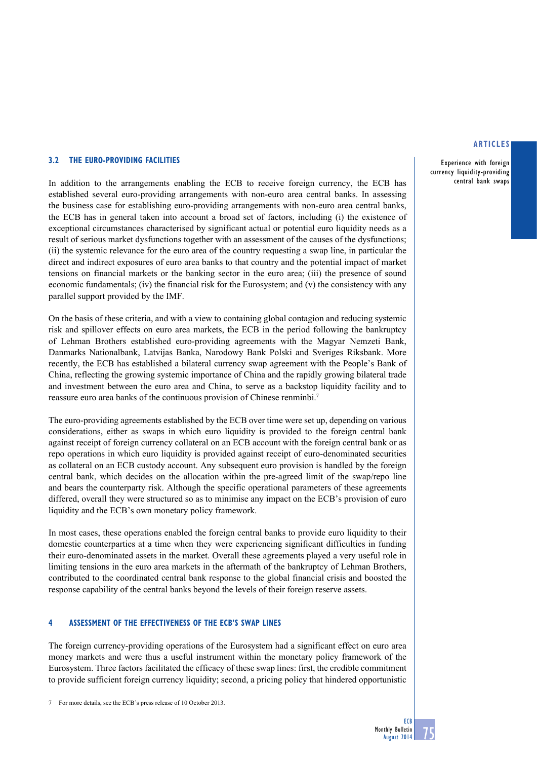### 3.2 THE EURO-PROVIDING FACILITIES

In addition to the arrangements enabling the ECB to receive foreign currency, the ECB has established several euro-providing arrangements with non-euro area central banks. In assessing the business case for establishing euro-providing arrangements with non-euro area central banks, the ECB has in general taken into account a broad set of factors, including (i) the existence of exceptional circumstances characterised by significant actual or potential euro liquidity needs as a result of serious market dysfunctions together with an assessment of the causes of the dysfunctions; (ii) the systemic relevance for the euro area of the country requesting a swap line, in particular the direct and indirect exposures of euro area banks to that country and the potential impact of market tensions on financial markets or the banking sector in the euro area; (iii) the presence of sound economic fundamentals; (iv) the financial risk for the Eurosystem; and (v) the consistency with any parallel support provided by the IMF.

On the basis of these criteria, and with a view to containing global contagion and reducing systemic risk and spillover effects on euro area markets, the ECB in the period following the bankruptcy of Lehman Brothers established euro-providing agreements with the Magyar Nemzeti Bank, Danmarks Nationalbank, Latvijas Banka, Narodowy Bank Polski and Sveriges Riksbank. More recently, the ECB has established a bilateral currency swap agreement with the People's Bank of China, reflecting the growing systemic importance of China and the rapidly growing bilateral trade and investment between the euro area and China, to serve as a backstop liquidity facility and to reassure euro area banks of the continuous provision of Chinese renminbi.[7]

The euro-providing agreements established by the ECB over time were set up, depending on various considerations, either as swaps in which euro liquidity is provided to the foreign central bank against receipt of foreign currency collateral on an ECB account with the foreign central bank or as repo operations in which euro liquidity is provided against receipt of euro-denominated securities as collateral on an ECB custody account. Any subsequent euro provision is handled by the foreign central bank, which decides on the allocation within the pre-agreed limit of the swap/repo line and bears the counterparty risk. Although the specific operational parameters of these agreements differed, overall they were structured so as to minimise any impact on the ECB's provision of euro liquidity and the ECB's own monetary policy framework.

In most cases, these operations enabled the foreign central banks to provide euro liquidity to their domestic counterparties at a time when they were experiencing significant difficulties in funding their euro-denominated assets in the market. Overall these agreements played a very useful role in limiting tensions in the euro area markets in the aftermath of the bankruptcy of Lehman Brothers, contributed to the coordinated central bank response to the global financial crisis and boosted the response capability of the central banks beyond the levels of their foreign reserve assets.

## 4 ASSESSMENT OF THE EFFECTIVENESS OF THE ECB'S SWAP LINES

The foreign currency-providing operations of the Eurosystem had a significant effect on euro area money markets and were thus a useful instrument within the monetary policy framework of the Eurosystem. Three factors facilitated the efficacy of these swap lines: first, the credible commitment to provide sufficient foreign currency liquidity; second, a pricing policy that hindered opportunistic

7 For more details, see the ECB's press release of 10 October 2013.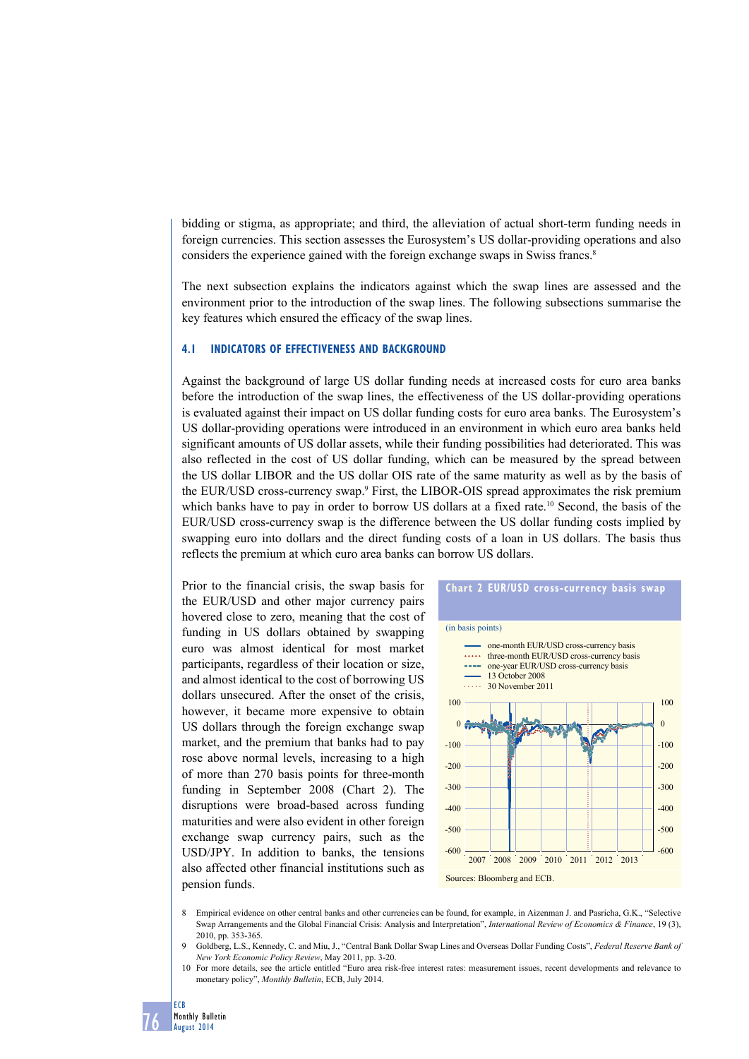bidding or stigma, as appropriate; and third, the alleviation of actual short-term funding needs in foreign currencies. This section assesses the Eurosystem's US dollar-providing operations and also considers the experience gained with the foreign exchange swaps in Swiss francs.[8]

The next subsection explains the indicators against which the swap lines are assessed and the environment prior to the introduction of the swap lines. The following subsections summarise the key features which ensured the efficacy of the swap lines.

### 4.1 INDICATORS OF EFFECTIVENESS AND BACKGROUND

Against the background of large US dollar funding needs at increased costs for euro area banks before the introduction of the swap lines, the effectiveness of the US dollar-providing operations is evaluated against their impact on US dollar funding costs for euro area banks. The Eurosystem's US dollar-providing operations were introduced in an environment in which euro area banks held significant amounts of US dollar assets, while their funding possibilities had deteriorated. This was also reflected in the cost of US dollar funding, which can be measured by the spread between the US dollar LIBOR and the US dollar OIS rate of the same maturity as well as by the basis of the EUR/USD cross-currency swap.[9] First, the LIBOR-OIS spread approximates the risk premium which banks have to pay in order to borrow US dollars at a fixed rate.[10] Second, the basis of the EUR/USD cross-currency swap is the difference between the US dollar funding costs implied by swapping euro into dollars and the direct funding costs of a loan in US dollars. The basis thus reflects the premium at which euro area banks can borrow US dollars.

Prior to the financial crisis, the swap basis for the EUR/USD and other major currency pairs hovered close to zero, meaning that the cost of funding in US dollars obtained by swapping euro was almost identical for most market participants, regardless of their location or size, and almost identical to the cost of borrowing US dollars unsecured. After the onset of the crisis, however, it became more expensive to obtain US dollars through the foreign exchange swap market, and the premium that banks had to pay rose above normal levels, increasing to a high of more than 270 basis points for three-month funding in September 2008 (Chart 2). The disruptions were broad-based across funding maturities and were also evident in other foreign exchange swap currency pairs, such as the USD/JPY. In addition to banks, the tensions also affected other financial institutions such as pension funds.

**Chart 2 EUR/USD cross-currency basis swap**

(in basis points)

- one-month EUR/USD cross-currency basis
- three-month EUR/USD cross-currency basis
- one-year EUR/USD cross-currency basis
- 13 October 2008
- 30 November 2011

Sources: Bloomberg and ECB.

---

8 Empirical evidence on other central banks and other currencies can be found, for example, in Aizenman J. and Pasricha, G.K., "Selective Swap Arrangements and the Global Financial Crisis: Analysis and Interpretation", *International Review of Economics & Finance*, 19 (3), 2010, pp. 353-365.

9 Goldberg, L.S., Kennedy, C. and Miu, J., "Central Bank Dollar Swap Lines and Overseas Dollar Funding Costs", *Federal Reserve Bank of New York Economic Policy Review*, May 2011, pp. 3-20.

10 For more details, see the article entitled "Euro area risk-free interest rates: measurement issues, recent developments and relevance to monetary policy", *Monthly Bulletin*, ECB, July 2014.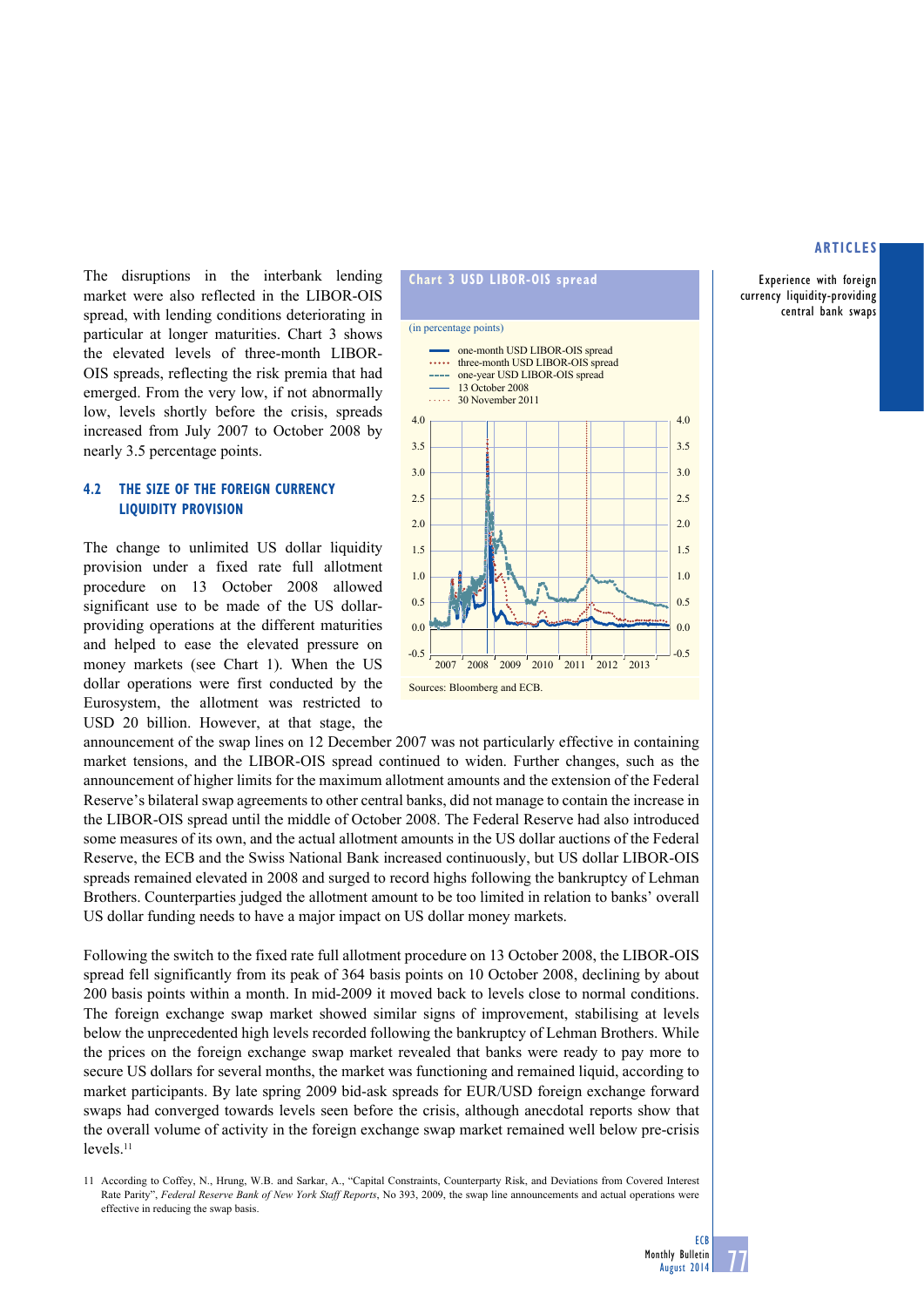The disruptions in the interbank lending market were also reflected in the LIBOR-OIS spread, with lending conditions deteriorating in particular at longer maturities. Chart 3 shows the elevated levels of three-month LIBOR-OIS spreads, reflecting the risk premia that had emerged. From the very low, if not abnormally low, levels shortly before the crisis, spreads increased from July 2007 to October 2008 by nearly 3.5 percentage points.

**Chart 3 USD LIBOR-OIS spread**

(in percentage points)

- one-month USD LIBOR-OIS spread
- three-month USD LIBOR-OIS spread
- one-year USD LIBOR-OIS spread
- 13 October 2008
- 30 November 2011

Sources: Bloomberg and ECB.

### 4.2 THE SIZE OF THE FOREIGN CURRENCY LIQUIDITY PROVISION

The change to unlimited US dollar liquidity provision under a fixed rate full allotment procedure on 13 October 2008 allowed significant use to be made of the US dollar-providing operations at the different maturities and helped to ease the elevated pressure on money markets (see Chart 1). When the US dollar operations were first conducted by the Eurosystem, the allotment was restricted to USD 20 billion. However, at that stage, the announcement of the swap lines on 12 December 2007 was not particularly effective in containing market tensions, and the LIBOR-OIS spread continued to widen. Further changes, such as the announcement of higher limits for the maximum allotment amounts and the extension of the Federal Reserve's bilateral swap agreements to other central banks, did not manage to contain the increase in the LIBOR-OIS spread until the middle of October 2008. The Federal Reserve had also introduced some measures of its own, and the actual allotment amounts in the US dollar auctions of the Federal Reserve, the ECB and the Swiss National Bank increased continuously, but US dollar LIBOR-OIS spreads remained elevated in 2008 and surged to record highs following the bankruptcy of Lehman Brothers. Counterparties judged the allotment amount to be too limited in relation to banks' overall US dollar funding needs to have a major impact on US dollar money markets.

Following the switch to the fixed rate full allotment procedure on 13 October 2008, the LIBOR-OIS spread fell significantly from its peak of 364 basis points on 10 October 2008, declining by about 200 basis points within a month. In mid-2009 it moved back to levels close to normal conditions. The foreign exchange swap market showed similar signs of improvement, stabilising at levels below the unprecedented high levels recorded following the bankruptcy of Lehman Brothers. While the prices on the foreign exchange swap market revealed that banks were ready to pay more to secure US dollars for several months, the market was functioning and remained liquid, according to market participants. By late spring 2009 bid-ask spreads for EUR/USD foreign exchange forward swaps had converged towards levels seen before the crisis, although anecdotal reports show that the overall volume of activity in the foreign exchange swap market remained well below pre-crisis levels.[11]

11 According to Coffey, N., Hrung, W.B. and Sarkar, A., "Capital Constraints, Counterparty Risk, and Deviations from Covered Interest Rate Parity", *Federal Reserve Bank of New York Staff Reports*, No 393, 2009, the swap line announcements and actual operations were effective in reducing the swap basis.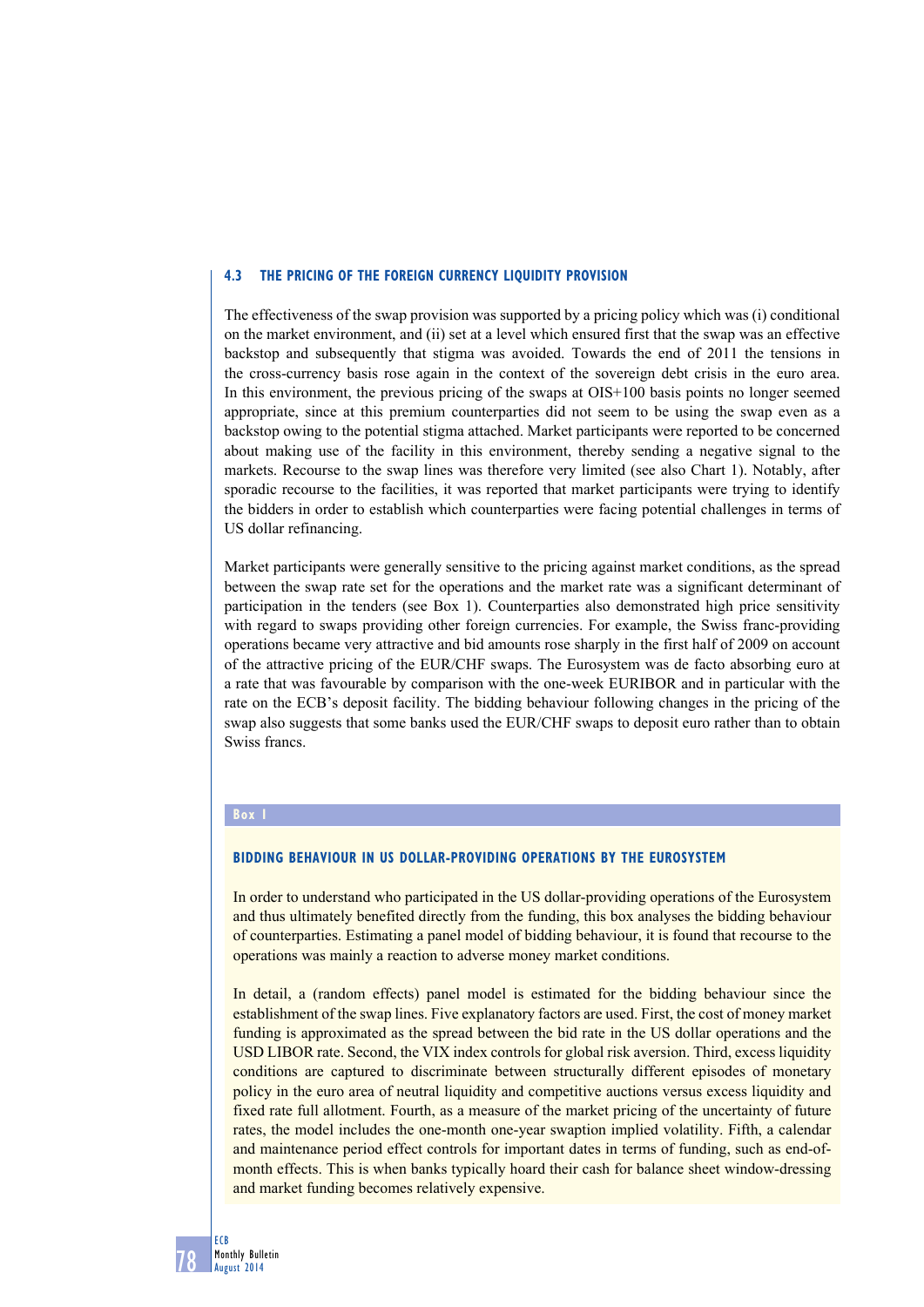### 4.3 THE PRICING OF THE FOREIGN CURRENCY LIQUIDITY PROVISION

The effectiveness of the swap provision was supported by a pricing policy which was (i) conditional on the market environment, and (ii) set at a level which ensured first that the swap was an effective backstop and subsequently that stigma was avoided. Towards the end of 2011 the tensions in the cross-currency basis rose again in the context of the sovereign debt crisis in the euro area. In this environment, the previous pricing of the swaps at OIS+100 basis points no longer seemed appropriate, since at this premium counterparties did not seem to be using the swap even as a backstop owing to the potential stigma attached. Market participants were reported to be concerned about making use of the facility in this environment, thereby sending a negative signal to the markets. Recourse to the swap lines was therefore very limited (see also Chart 1). Notably, after sporadic recourse to the facilities, it was reported that market participants were trying to identify the bidders in order to establish which counterparties were facing potential challenges in terms of US dollar refinancing.

Market participants were generally sensitive to the pricing against market conditions, as the spread between the swap rate set for the operations and the market rate was a significant determinant of participation in the tenders (see Box 1). Counterparties also demonstrated high price sensitivity with regard to swaps providing other foreign currencies. For example, the Swiss franc-providing operations became very attractive and bid amounts rose sharply in the first half of 2009 on account of the attractive pricing of the EUR/CHF swaps. The Eurosystem was de facto absorbing euro at a rate that was favourable by comparison with the one-week EURIBOR and in particular with the rate on the ECB's deposit facility. The bidding behaviour following changes in the pricing of the swap also suggests that some banks used the EUR/CHF swaps to deposit euro rather than to obtain Swiss francs.

**Box 1**

#### BIDDING BEHAVIOUR IN US DOLLAR-PROVIDING OPERATIONS BY THE EUROSYSTEM

In order to understand who participated in the US dollar-providing operations of the Eurosystem and thus ultimately benefited directly from the funding, this box analyses the bidding behaviour of counterparties. Estimating a panel model of bidding behaviour, it is found that recourse to the operations was mainly a reaction to adverse money market conditions.

In detail, a (random effects) panel model is estimated for the bidding behaviour since the establishment of the swap lines. Five explanatory factors are used. First, the cost of money market funding is approximated as the spread between the bid rate in the US dollar operations and the USD LIBOR rate. Second, the VIX index controls for global risk aversion. Third, excess liquidity conditions are captured to discriminate between structurally different episodes of monetary policy in the euro area of neutral liquidity and competitive auctions versus excess liquidity and fixed rate full allotment. Fourth, as a measure of the market pricing of the uncertainty of future rates, the model includes the one-month one-year swaption implied volatility. Fifth, a calendar and maintenance period effect controls for important dates in terms of funding, such as end-of-month effects. This is when banks typically hoard their cash for balance sheet window-dressing and market funding becomes relatively expensive.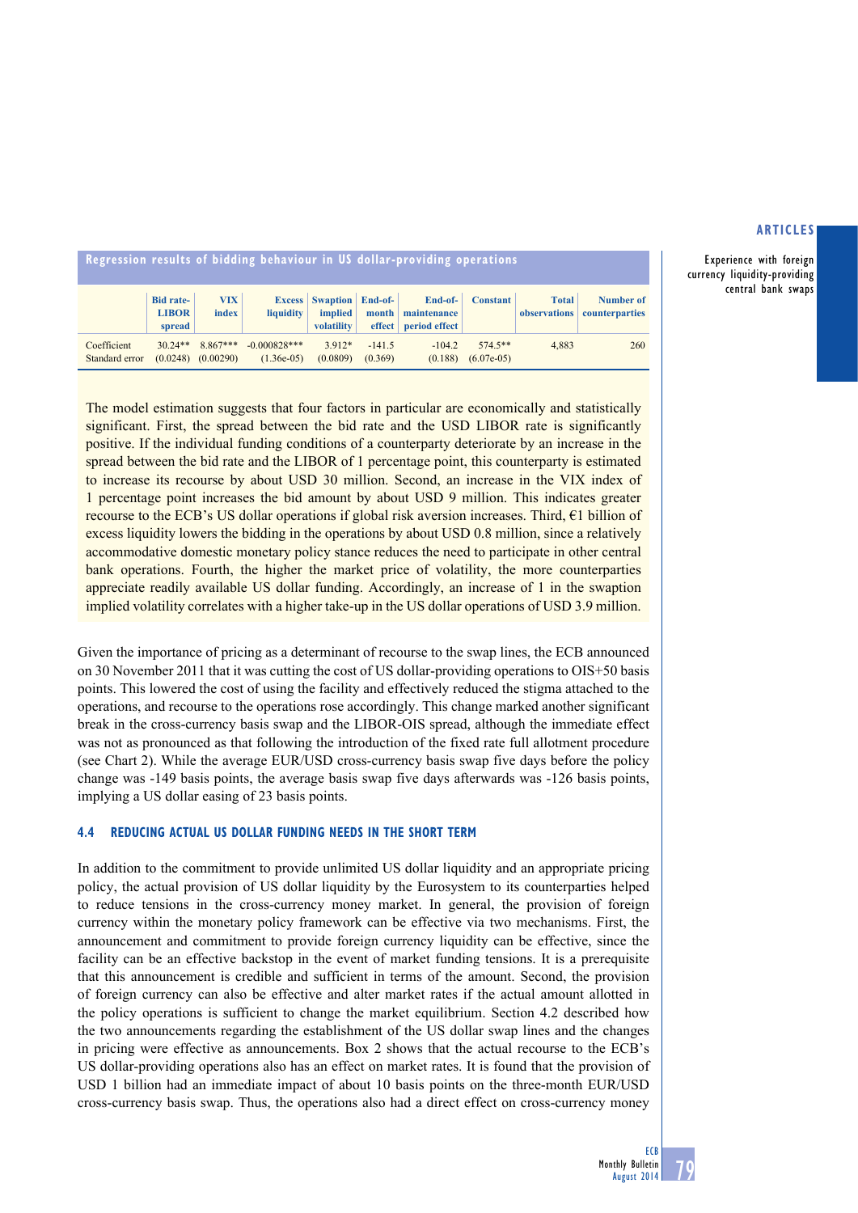**Regression results of bidding behaviour in US dollar-providing operations**

| | Bid rate-LIBOR spread | VIX index | Excess liquidity | Swaption implied volatility | End-of-month effect | End-of-maintenance period effect | Constant | Total observations | Number of counterparties |
|---|---|---|---|---|---|---|---|---|---|
| Coefficient | 30.24** | 8.867*** | -0.000828*** | 3.912* | -141.5 | -104.2 | 574.5** | 4,883 | 260 |
| Standard error | (0.0248) | (0.00290) | (1.36e-05) | (0.0809) | (0.369) | (0.188) | (6.07e-05) | | |

The model estimation suggests that four factors in particular are economically and statistically significant. First, the spread between the bid rate and the USD LIBOR rate is significantly positive. If the individual funding conditions of a counterparty deteriorate by an increase in the spread between the bid rate and the LIBOR of 1 percentage point, this counterparty is estimated to increase its recourse by about USD 30 million. Second, an increase in the VIX index of 1 percentage point increases the bid amount by about USD 9 million. This indicates greater recourse to the ECB's US dollar operations if global risk aversion increases. Third, €1 billion of excess liquidity lowers the bidding in the operations by about USD 0.8 million, since a relatively accommodative domestic monetary policy stance reduces the need to participate in other central bank operations. Fourth, the higher the market price of volatility, the more counterparties appreciate readily available US dollar funding. Accordingly, an increase of 1 in the swaption implied volatility correlates with a higher take-up in the US dollar operations of USD 3.9 million.

Given the importance of pricing as a determinant of recourse to the swap lines, the ECB announced on 30 November 2011 that it was cutting the cost of US dollar-providing operations to OIS+50 basis points. This lowered the cost of using the facility and effectively reduced the stigma attached to the operations, and recourse to the operations rose accordingly. This change marked another significant break in the cross-currency basis swap and the LIBOR-OIS spread, although the immediate effect was not as pronounced as that following the introduction of the fixed rate full allotment procedure (see Chart 2). While the average EUR/USD cross-currency basis swap five days before the policy change was -149 basis points, the average basis swap five days afterwards was -126 basis points, implying a US dollar easing of 23 basis points.

### 4.4 REDUCING ACTUAL US DOLLAR FUNDING NEEDS IN THE SHORT TERM

In addition to the commitment to provide unlimited US dollar liquidity and an appropriate pricing policy, the actual provision of US dollar liquidity by the Eurosystem to its counterparties helped to reduce tensions in the cross-currency money market. In general, the provision of foreign currency within the monetary policy framework can be effective via two mechanisms. First, the announcement and commitment to provide foreign currency liquidity can be effective, since the facility can be an effective backstop in the event of market funding tensions. It is a prerequisite that this announcement is credible and sufficient in terms of the amount. Second, the provision of foreign currency can also be effective and alter market rates if the actual amount allotted in the policy operations is sufficient to change the market equilibrium. Section 4.2 described how the two announcements regarding the establishment of the US dollar swap lines and the changes in pricing were effective as announcements. Box 2 shows that the actual recourse to the ECB's US dollar-providing operations also has an effect on market rates. It is found that the provision of USD 1 billion had an immediate impact of about 10 basis points on the three-month EUR/USD cross-currency basis swap. Thus, the operations also had a direct effect on cross-currency money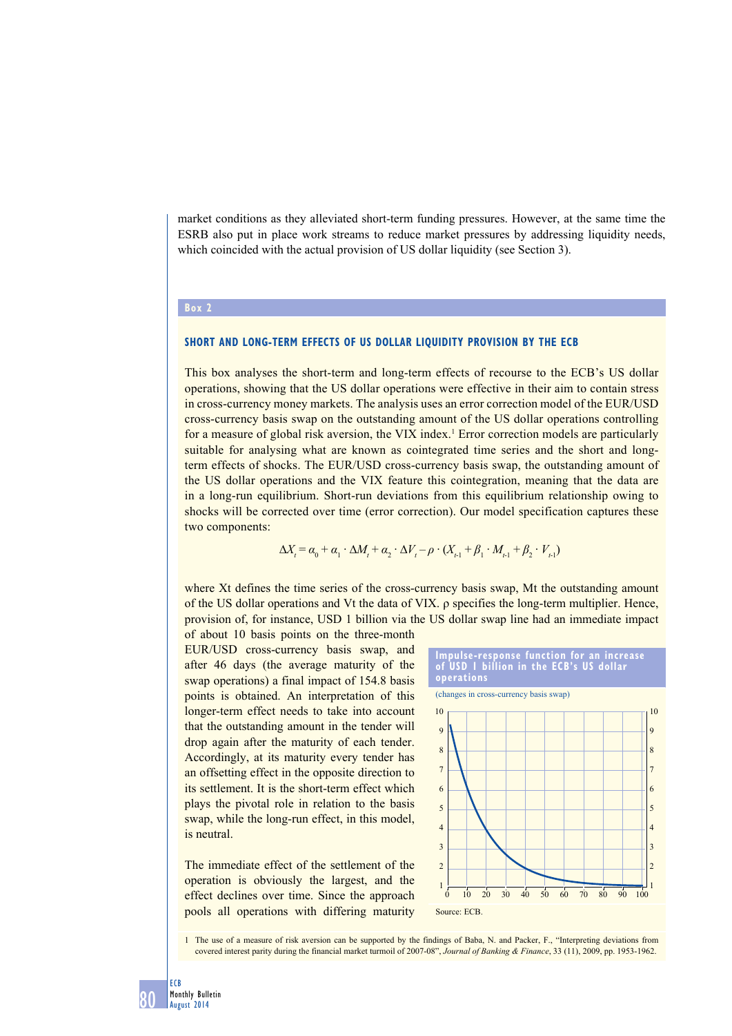market conditions as they alleviated short-term funding pressures. However, at the same time the ESRB also put in place work streams to reduce market pressures by addressing liquidity needs, which coincided with the actual provision of US dollar liquidity (see Section 3).

**Box 2**

### SHORT AND LONG-TERM EFFECTS OF US DOLLAR LIQUIDITY PROVISION BY THE ECB

This box analyses the short-term and long-term effects of recourse to the ECB's US dollar operations, showing that the US dollar operations were effective in their aim to contain stress in cross-currency money markets. The analysis uses an error correction model of the EUR/USD cross-currency basis swap on the outstanding amount of the US dollar operations controlling for a measure of global risk aversion, the VIX index.[1] Error correction models are particularly suitable for analysing what are known as cointegrated time series and the short and long-term effects of shocks. The EUR/USD cross-currency basis swap, the outstanding amount of the US dollar operations and the VIX feature this cointegration, meaning that the data are in a long-run equilibrium. Short-run deviations from this equilibrium relationship owing to shocks will be corrected over time (error correction). Our model specification captures these two components:

$$\Delta X_t = \alpha_0 + \alpha_1 \cdot \Delta M_t + \alpha_2 \cdot \Delta V_t - \rho \cdot (X_{t-1} + \beta_1 \cdot M_{t-1} + \beta_2 \cdot V_{t-1})$$

where Xt defines the time series of the cross-currency basis swap, Mt the outstanding amount of the US dollar operations and Vt the data of VIX. ρ specifies the long-term multiplier. Hence, provision of, for instance, USD 1 billion via the US dollar swap line had an immediate impact of about 10 basis points on the three-month EUR/USD cross-currency basis swap, and after 46 days (the average maturity of the swap operations) a final impact of 154.8 basis points is obtained. An interpretation of this longer-term effect needs to take into account that the outstanding amount in the tender will drop again after the maturity of each tender. Accordingly, at its maturity every tender has an offsetting effect in the opposite direction to its settlement. It is the short-term effect which plays the pivotal role in relation to the basis swap, while the long-run effect, in this model, is neutral.

**Impulse-response function for an increase of USD 1 billion in the ECB's US dollar operations**

(changes in cross-currency basis swap)

Source: ECB.

The immediate effect of the settlement of the operation is obviously the largest, and the effect declines over time. Since the approach pools all operations with differing maturity

1 The use of a measure of risk aversion can be supported by the findings of Baba, N. and Packer, F., "Interpreting deviations from covered interest parity during the financial market turmoil of 2007-08", *Journal of Banking & Finance*, 33 (11), 2009, pp. 1953-1962.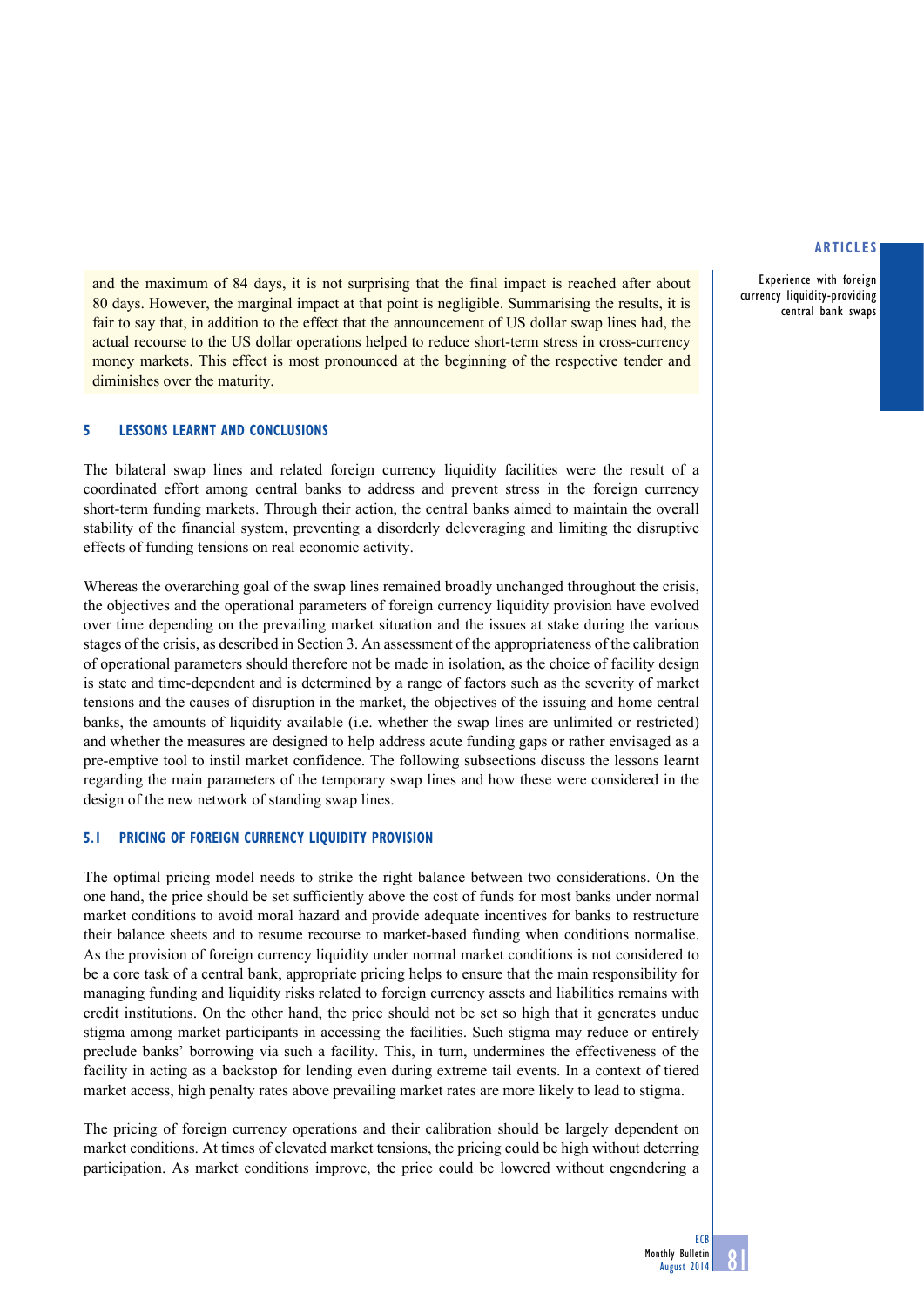and the maximum of 84 days, it is not surprising that the final impact is reached after about 80 days. However, the marginal impact at that point is negligible. Summarising the results, it is fair to say that, in addition to the effect that the announcement of US dollar swap lines had, the actual recourse to the US dollar operations helped to reduce short-term stress in cross-currency money markets. This effect is most pronounced at the beginning of the respective tender and diminishes over the maturity.

## 5 LESSONS LEARNT AND CONCLUSIONS

The bilateral swap lines and related foreign currency liquidity facilities were the result of a coordinated effort among central banks to address and prevent stress in the foreign currency short-term funding markets. Through their action, the central banks aimed to maintain the overall stability of the financial system, preventing a disorderly deleveraging and limiting the disruptive effects of funding tensions on real economic activity.

Whereas the overarching goal of the swap lines remained broadly unchanged throughout the crisis, the objectives and the operational parameters of foreign currency liquidity provision have evolved over time depending on the prevailing market situation and the issues at stake during the various stages of the crisis, as described in Section 3. An assessment of the appropriateness of the calibration of operational parameters should therefore not be made in isolation, as the choice of facility design is state and time-dependent and is determined by a range of factors such as the severity of market tensions and the causes of disruption in the market, the objectives of the issuing and home central banks, the amounts of liquidity available (i.e. whether the swap lines are unlimited or restricted) and whether the measures are designed to help address acute funding gaps or rather envisaged as a pre-emptive tool to instil market confidence. The following subsections discuss the lessons learnt regarding the main parameters of the temporary swap lines and how these were considered in the design of the new network of standing swap lines.

### 5.1 PRICING OF FOREIGN CURRENCY LIQUIDITY PROVISION

The optimal pricing model needs to strike the right balance between two considerations. On the one hand, the price should be set sufficiently above the cost of funds for most banks under normal market conditions to avoid moral hazard and provide adequate incentives for banks to restructure their balance sheets and to resume recourse to market-based funding when conditions normalise. As the provision of foreign currency liquidity under normal market conditions is not considered to be a core task of a central bank, appropriate pricing helps to ensure that the main responsibility for managing funding and liquidity risks related to foreign currency assets and liabilities remains with credit institutions. On the other hand, the price should not be set so high that it generates undue stigma among market participants in accessing the facilities. Such stigma may reduce or entirely preclude banks' borrowing via such a facility. This, in turn, undermines the effectiveness of the facility in acting as a backstop for lending even during extreme tail events. In a context of tiered market access, high penalty rates above prevailing market rates are more likely to lead to stigma.

The pricing of foreign currency operations and their calibration should be largely dependent on market conditions. At times of elevated market tensions, the pricing could be high without deterring participation. As market conditions improve, the price could be lowered without engendering a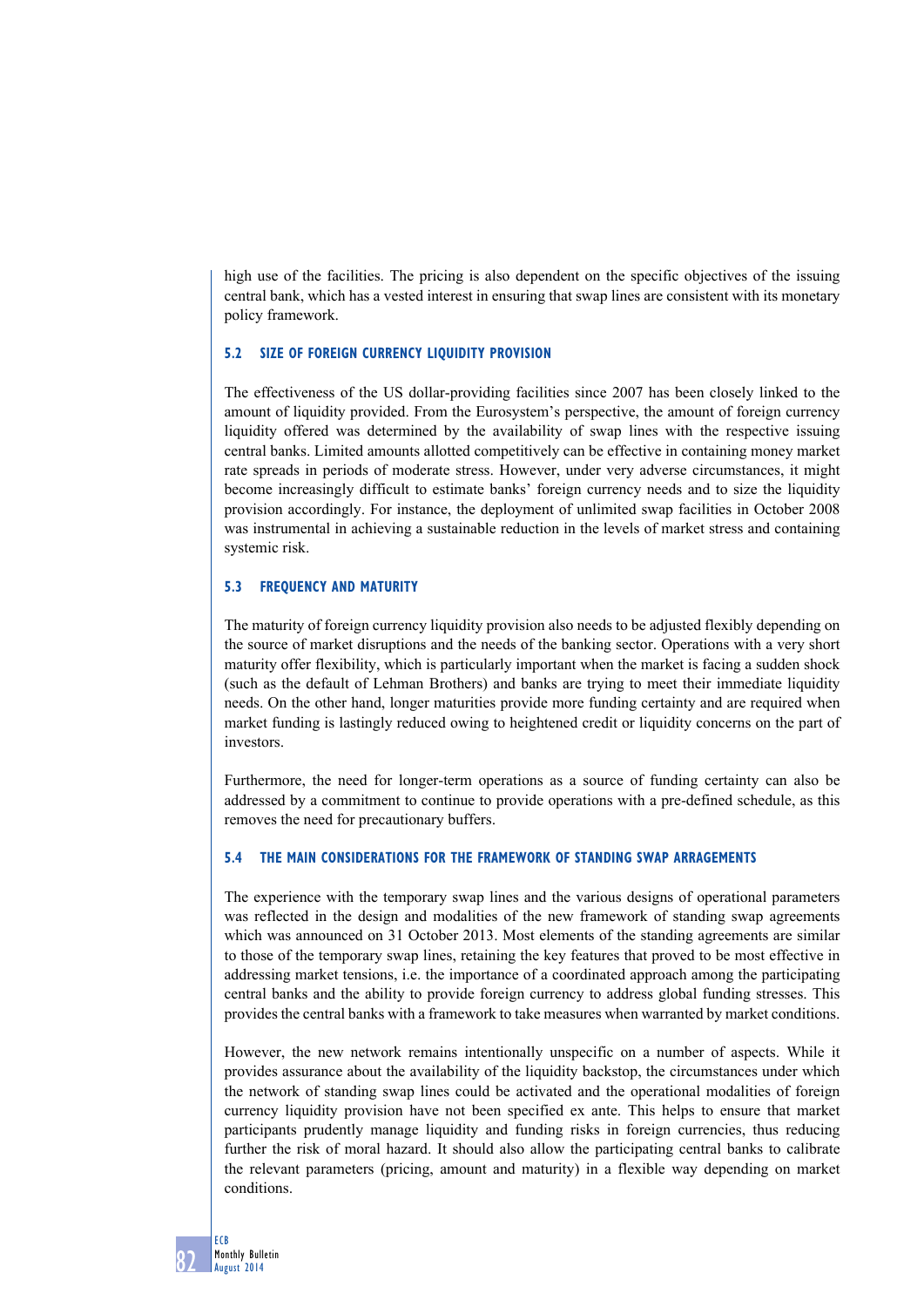high use of the facilities. The pricing is also dependent on the specific objectives of the issuing central bank, which has a vested interest in ensuring that swap lines are consistent with its monetary policy framework.

### 5.2 SIZE OF FOREIGN CURRENCY LIQUIDITY PROVISION

The effectiveness of the US dollar-providing facilities since 2007 has been closely linked to the amount of liquidity provided. From the Eurosystem's perspective, the amount of foreign currency liquidity offered was determined by the availability of swap lines with the respective issuing central banks. Limited amounts allotted competitively can be effective in containing money market rate spreads in periods of moderate stress. However, under very adverse circumstances, it might become increasingly difficult to estimate banks' foreign currency needs and to size the liquidity provision accordingly. For instance, the deployment of unlimited swap facilities in October 2008 was instrumental in achieving a sustainable reduction in the levels of market stress and containing systemic risk.

### 5.3 FREQUENCY AND MATURITY

The maturity of foreign currency liquidity provision also needs to be adjusted flexibly depending on the source of market disruptions and the needs of the banking sector. Operations with a very short maturity offer flexibility, which is particularly important when the market is facing a sudden shock (such as the default of Lehman Brothers) and banks are trying to meet their immediate liquidity needs. On the other hand, longer maturities provide more funding certainty and are required when market funding is lastingly reduced owing to heightened credit or liquidity concerns on the part of investors.

Furthermore, the need for longer-term operations as a source of funding certainty can also be addressed by a commitment to continue to provide operations with a pre-defined schedule, as this removes the need for precautionary buffers.

### 5.4 THE MAIN CONSIDERATIONS FOR THE FRAMEWORK OF STANDING SWAP ARRAGEMENTS

The experience with the temporary swap lines and the various designs of operational parameters was reflected in the design and modalities of the new framework of standing swap agreements which was announced on 31 October 2013. Most elements of the standing agreements are similar to those of the temporary swap lines, retaining the key features that proved to be most effective in addressing market tensions, i.e. the importance of a coordinated approach among the participating central banks and the ability to provide foreign currency to address global funding stresses. This provides the central banks with a framework to take measures when warranted by market conditions.

However, the new network remains intentionally unspecific on a number of aspects. While it provides assurance about the availability of the liquidity backstop, the circumstances under which the network of standing swap lines could be activated and the operational modalities of foreign currency liquidity provision have not been specified ex ante. This helps to ensure that market participants prudently manage liquidity and funding risks in foreign currencies, thus reducing further the risk of moral hazard. It should also allow the participating central banks to calibrate the relevant parameters (pricing, amount and maturity) in a flexible way depending on market conditions.